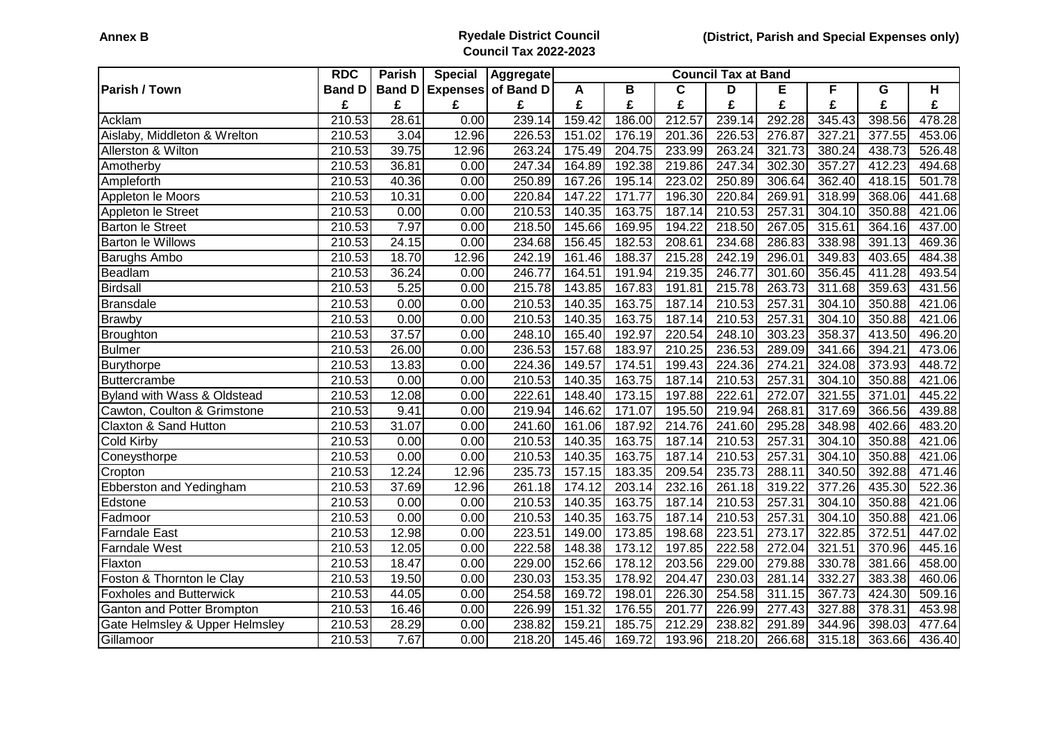**Annex B**

## Ryedale District Council
## Council Tax 2022-2023

**(District, Parish and Special Expenses only)**

| Parish / Town | RDC Band D | Parish Band D | Special Expenses | Aggregate of Band D | A | B | C | D | E | F | G | H |
|---|---|---|---|---|---|---|---|---|---|---|---|---|
| | £ | £ | £ | £ | £ | £ | £ | £ | £ | £ | £ | £ |
| Acklam | 210.53 | 28.61 | 0.00 | 239.14 | 159.42 | 186.00 | 212.57 | 239.14 | 292.28 | 345.43 | 398.56 | 478.28 |
| Aislaby, Middleton & Wrelton | 210.53 | 3.04 | 12.96 | 226.53 | 151.02 | 176.19 | 201.36 | 226.53 | 276.87 | 327.21 | 377.55 | 453.06 |
| Allerston & Wilton | 210.53 | 39.75 | 12.96 | 263.24 | 175.49 | 204.75 | 233.99 | 263.24 | 321.73 | 380.24 | 438.73 | 526.48 |
| Amotherby | 210.53 | 36.81 | 0.00 | 247.34 | 164.89 | 192.38 | 219.86 | 247.34 | 302.30 | 357.27 | 412.23 | 494.68 |
| Ampleforth | 210.53 | 40.36 | 0.00 | 250.89 | 167.26 | 195.14 | 223.02 | 250.89 | 306.64 | 362.40 | 418.15 | 501.78 |
| Appleton le Moors | 210.53 | 10.31 | 0.00 | 220.84 | 147.22 | 171.77 | 196.30 | 220.84 | 269.91 | 318.99 | 368.06 | 441.68 |
| Appleton le Street | 210.53 | 0.00 | 0.00 | 210.53 | 140.35 | 163.75 | 187.14 | 210.53 | 257.31 | 304.10 | 350.88 | 421.06 |
| Barton le Street | 210.53 | 7.97 | 0.00 | 218.50 | 145.66 | 169.95 | 194.22 | 218.50 | 267.05 | 315.61 | 364.16 | 437.00 |
| Barton le Willows | 210.53 | 24.15 | 0.00 | 234.68 | 156.45 | 182.53 | 208.61 | 234.68 | 286.83 | 338.98 | 391.13 | 469.36 |
| Barughs Ambo | 210.53 | 18.70 | 12.96 | 242.19 | 161.46 | 188.37 | 215.28 | 242.19 | 296.01 | 349.83 | 403.65 | 484.38 |
| Beadlam | 210.53 | 36.24 | 0.00 | 246.77 | 164.51 | 191.94 | 219.35 | 246.77 | 301.60 | 356.45 | 411.28 | 493.54 |
| Birdsall | 210.53 | 5.25 | 0.00 | 215.78 | 143.85 | 167.83 | 191.81 | 215.78 | 263.73 | 311.68 | 359.63 | 431.56 |
| Bransdale | 210.53 | 0.00 | 0.00 | 210.53 | 140.35 | 163.75 | 187.14 | 210.53 | 257.31 | 304.10 | 350.88 | 421.06 |
| Brawby | 210.53 | 0.00 | 0.00 | 210.53 | 140.35 | 163.75 | 187.14 | 210.53 | 257.31 | 304.10 | 350.88 | 421.06 |
| Broughton | 210.53 | 37.57 | 0.00 | 248.10 | 165.40 | 192.97 | 220.54 | 248.10 | 303.23 | 358.37 | 413.50 | 496.20 |
| Bulmer | 210.53 | 26.00 | 0.00 | 236.53 | 157.68 | 183.97 | 210.25 | 236.53 | 289.09 | 341.66 | 394.21 | 473.06 |
| Burythorpe | 210.53 | 13.83 | 0.00 | 224.36 | 149.57 | 174.51 | 199.43 | 224.36 | 274.21 | 324.08 | 373.93 | 448.72 |
| Buttercrambe | 210.53 | 0.00 | 0.00 | 210.53 | 140.35 | 163.75 | 187.14 | 210.53 | 257.31 | 304.10 | 350.88 | 421.06 |
| Byland with Wass & Oldstead | 210.53 | 12.08 | 0.00 | 222.61 | 148.40 | 173.15 | 197.88 | 222.61 | 272.07 | 321.55 | 371.01 | 445.22 |
| Cawton, Coulton & Grimstone | 210.53 | 9.41 | 0.00 | 219.94 | 146.62 | 171.07 | 195.50 | 219.94 | 268.81 | 317.69 | 366.56 | 439.88 |
| Claxton & Sand Hutton | 210.53 | 31.07 | 0.00 | 241.60 | 161.06 | 187.92 | 214.76 | 241.60 | 295.28 | 348.98 | 402.66 | 483.20 |
| Cold Kirby | 210.53 | 0.00 | 0.00 | 210.53 | 140.35 | 163.75 | 187.14 | 210.53 | 257.31 | 304.10 | 350.88 | 421.06 |
| Coneysthorpe | 210.53 | 0.00 | 0.00 | 210.53 | 140.35 | 163.75 | 187.14 | 210.53 | 257.31 | 304.10 | 350.88 | 421.06 |
| Cropton | 210.53 | 12.24 | 12.96 | 235.73 | 157.15 | 183.35 | 209.54 | 235.73 | 288.11 | 340.50 | 392.88 | 471.46 |
| Ebberston and Yedingham | 210.53 | 37.69 | 12.96 | 261.18 | 174.12 | 203.14 | 232.16 | 261.18 | 319.22 | 377.26 | 435.30 | 522.36 |
| Edstone | 210.53 | 0.00 | 0.00 | 210.53 | 140.35 | 163.75 | 187.14 | 210.53 | 257.31 | 304.10 | 350.88 | 421.06 |
| Fadmoor | 210.53 | 0.00 | 0.00 | 210.53 | 140.35 | 163.75 | 187.14 | 210.53 | 257.31 | 304.10 | 350.88 | 421.06 |
| Farndale East | 210.53 | 12.98 | 0.00 | 223.51 | 149.00 | 173.85 | 198.68 | 223.51 | 273.17 | 322.85 | 372.51 | 447.02 |
| Farndale West | 210.53 | 12.05 | 0.00 | 222.58 | 148.38 | 173.12 | 197.85 | 222.58 | 272.04 | 321.51 | 370.96 | 445.16 |
| Flaxton | 210.53 | 18.47 | 0.00 | 229.00 | 152.66 | 178.12 | 203.56 | 229.00 | 279.88 | 330.78 | 381.66 | 458.00 |
| Foston & Thornton le Clay | 210.53 | 19.50 | 0.00 | 230.03 | 153.35 | 178.92 | 204.47 | 230.03 | 281.14 | 332.27 | 383.38 | 460.06 |
| Foxholes and Butterwick | 210.53 | 44.05 | 0.00 | 254.58 | 169.72 | 198.01 | 226.30 | 254.58 | 311.15 | 367.73 | 424.30 | 509.16 |
| Ganton and Potter Brompton | 210.53 | 16.46 | 0.00 | 226.99 | 151.32 | 176.55 | 201.77 | 226.99 | 277.43 | 327.88 | 378.31 | 453.98 |
| Gate Helmsley & Upper Helmsley | 210.53 | 28.29 | 0.00 | 238.82 | 159.21 | 185.75 | 212.29 | 238.82 | 291.89 | 344.96 | 398.03 | 477.64 |
| Gillamoor | 210.53 | 7.67 | 0.00 | 218.20 | 145.46 | 169.72 | 193.96 | 218.20 | 266.68 | 315.18 | 363.66 | 436.40 |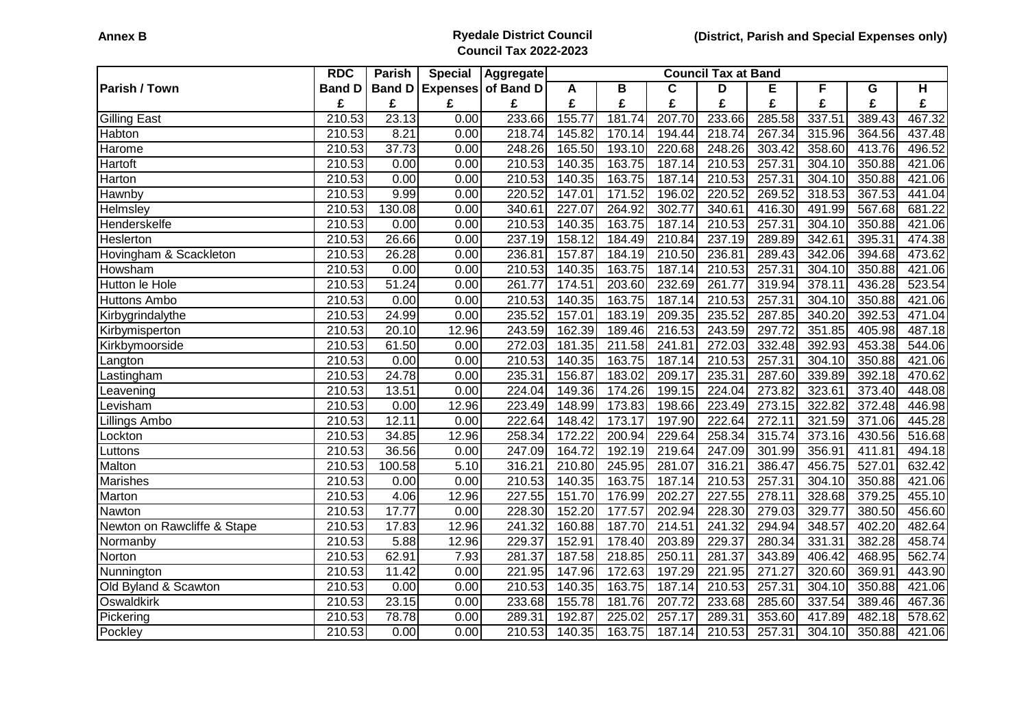**Annex B**

**Ryedale District Council**
**Council Tax 2022-2023**

**(District, Parish and Special Expenses only)**

| Parish / Town | RDC Band D £ | Parish Band D £ | Special Expenses £ | Aggregate of Band D £ | Council Tax at Band A £ | B £ | C £ | D £ | E £ | F £ | G £ | H £ |
|---|---|---|---|---|---|---|---|---|---|---|---|---|
| Gilling East | 210.53 | 23.13 | 0.00 | 233.66 | 155.77 | 181.74 | 207.70 | 233.66 | 285.58 | 337.51 | 389.43 | 467.32 |
| Habton | 210.53 | 8.21 | 0.00 | 218.74 | 145.82 | 170.14 | 194.44 | 218.74 | 267.34 | 315.96 | 364.56 | 437.48 |
| Harome | 210.53 | 37.73 | 0.00 | 248.26 | 165.50 | 193.10 | 220.68 | 248.26 | 303.42 | 358.60 | 413.76 | 496.52 |
| Hartoft | 210.53 | 0.00 | 0.00 | 210.53 | 140.35 | 163.75 | 187.14 | 210.53 | 257.31 | 304.10 | 350.88 | 421.06 |
| Harton | 210.53 | 0.00 | 0.00 | 210.53 | 140.35 | 163.75 | 187.14 | 210.53 | 257.31 | 304.10 | 350.88 | 421.06 |
| Hawnby | 210.53 | 9.99 | 0.00 | 220.52 | 147.01 | 171.52 | 196.02 | 220.52 | 269.52 | 318.53 | 367.53 | 441.04 |
| Helmsley | 210.53 | 130.08 | 0.00 | 340.61 | 227.07 | 264.92 | 302.77 | 340.61 | 416.30 | 491.99 | 567.68 | 681.22 |
| Henderskelfe | 210.53 | 0.00 | 0.00 | 210.53 | 140.35 | 163.75 | 187.14 | 210.53 | 257.31 | 304.10 | 350.88 | 421.06 |
| Heslerton | 210.53 | 26.66 | 0.00 | 237.19 | 158.12 | 184.49 | 210.84 | 237.19 | 289.89 | 342.61 | 395.31 | 474.38 |
| Hovingham & Scackleton | 210.53 | 26.28 | 0.00 | 236.81 | 157.87 | 184.19 | 210.50 | 236.81 | 289.43 | 342.06 | 394.68 | 473.62 |
| Howsham | 210.53 | 0.00 | 0.00 | 210.53 | 140.35 | 163.75 | 187.14 | 210.53 | 257.31 | 304.10 | 350.88 | 421.06 |
| Hutton le Hole | 210.53 | 51.24 | 0.00 | 261.77 | 174.51 | 203.60 | 232.69 | 261.77 | 319.94 | 378.11 | 436.28 | 523.54 |
| Huttons Ambo | 210.53 | 0.00 | 0.00 | 210.53 | 140.35 | 163.75 | 187.14 | 210.53 | 257.31 | 304.10 | 350.88 | 421.06 |
| Kirbygrindalythe | 210.53 | 24.99 | 0.00 | 235.52 | 157.01 | 183.19 | 209.35 | 235.52 | 287.85 | 340.20 | 392.53 | 471.04 |
| Kirbymisperton | 210.53 | 20.10 | 12.96 | 243.59 | 162.39 | 189.46 | 216.53 | 243.59 | 297.72 | 351.85 | 405.98 | 487.18 |
| Kirkbymoorside | 210.53 | 61.50 | 0.00 | 272.03 | 181.35 | 211.58 | 241.81 | 272.03 | 332.48 | 392.93 | 453.38 | 544.06 |
| Langton | 210.53 | 0.00 | 0.00 | 210.53 | 140.35 | 163.75 | 187.14 | 210.53 | 257.31 | 304.10 | 350.88 | 421.06 |
| Lastingham | 210.53 | 24.78 | 0.00 | 235.31 | 156.87 | 183.02 | 209.17 | 235.31 | 287.60 | 339.89 | 392.18 | 470.62 |
| Leavening | 210.53 | 13.51 | 0.00 | 224.04 | 149.36 | 174.26 | 199.15 | 224.04 | 273.82 | 323.61 | 373.40 | 448.08 |
| Levisham | 210.53 | 0.00 | 12.96 | 223.49 | 148.99 | 173.83 | 198.66 | 223.49 | 273.15 | 322.82 | 372.48 | 446.98 |
| Lillings Ambo | 210.53 | 12.11 | 0.00 | 222.64 | 148.42 | 173.17 | 197.90 | 222.64 | 272.11 | 321.59 | 371.06 | 445.28 |
| Lockton | 210.53 | 34.85 | 12.96 | 258.34 | 172.22 | 200.94 | 229.64 | 258.34 | 315.74 | 373.16 | 430.56 | 516.68 |
| Luttons | 210.53 | 36.56 | 0.00 | 247.09 | 164.72 | 192.19 | 219.64 | 247.09 | 301.99 | 356.91 | 411.81 | 494.18 |
| Malton | 210.53 | 100.58 | 5.10 | 316.21 | 210.80 | 245.95 | 281.07 | 316.21 | 386.47 | 456.75 | 527.01 | 632.42 |
| Marishes | 210.53 | 0.00 | 0.00 | 210.53 | 140.35 | 163.75 | 187.14 | 210.53 | 257.31 | 304.10 | 350.88 | 421.06 |
| Marton | 210.53 | 4.06 | 12.96 | 227.55 | 151.70 | 176.99 | 202.27 | 227.55 | 278.11 | 328.68 | 379.25 | 455.10 |
| Nawton | 210.53 | 17.77 | 0.00 | 228.30 | 152.20 | 177.57 | 202.94 | 228.30 | 279.03 | 329.77 | 380.50 | 456.60 |
| Newton on Rawcliffe & Stape | 210.53 | 17.83 | 12.96 | 241.32 | 160.88 | 187.70 | 214.51 | 241.32 | 294.94 | 348.57 | 402.20 | 482.64 |
| Normanby | 210.53 | 5.88 | 12.96 | 229.37 | 152.91 | 178.40 | 203.89 | 229.37 | 280.34 | 331.31 | 382.28 | 458.74 |
| Norton | 210.53 | 62.91 | 7.93 | 281.37 | 187.58 | 218.85 | 250.11 | 281.37 | 343.89 | 406.42 | 468.95 | 562.74 |
| Nunnington | 210.53 | 11.42 | 0.00 | 221.95 | 147.96 | 172.63 | 197.29 | 221.95 | 271.27 | 320.60 | 369.91 | 443.90 |
| Old Byland & Scawton | 210.53 | 0.00 | 0.00 | 210.53 | 140.35 | 163.75 | 187.14 | 210.53 | 257.31 | 304.10 | 350.88 | 421.06 |
| Oswaldkirk | 210.53 | 23.15 | 0.00 | 233.68 | 155.78 | 181.76 | 207.72 | 233.68 | 285.60 | 337.54 | 389.46 | 467.36 |
| Pickering | 210.53 | 78.78 | 0.00 | 289.31 | 192.87 | 225.02 | 257.17 | 289.31 | 353.60 | 417.89 | 482.18 | 578.62 |
| Pockley | 210.53 | 0.00 | 0.00 | 210.53 | 140.35 | 163.75 | 187.14 | 210.53 | 257.31 | 304.10 | 350.88 | 421.06 |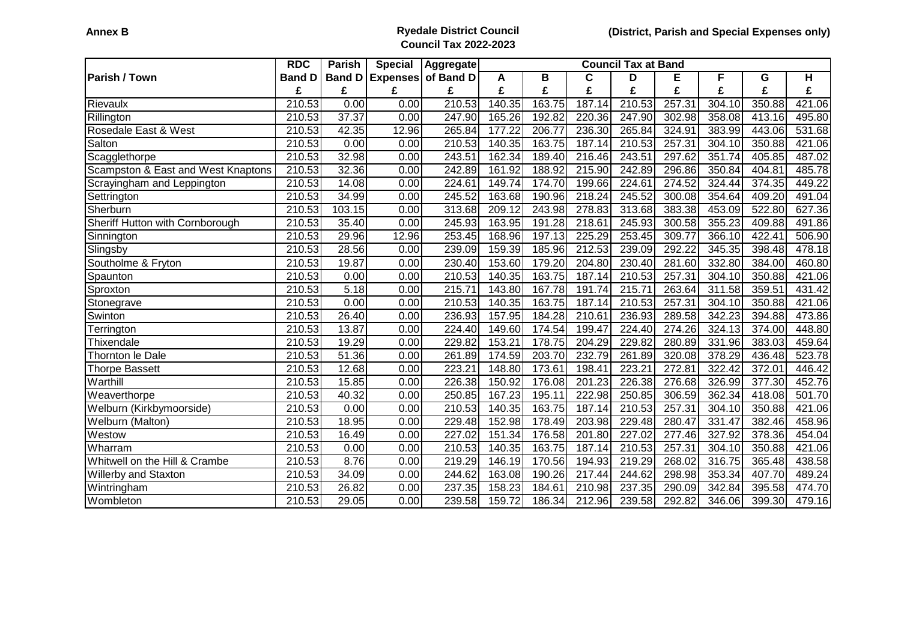**Annex B**

**Ryedale District Council**
**Council Tax 2022-2023**

**(District, Parish and Special Expenses only)**

| Parish / Town | RDC Band D | Parish Band D | Special Expenses | Aggregate of Band D | Council Tax at Band A | B | C | D | E | F | G | H |
|---|---|---|---|---|---|---|---|---|---|---|---|---|
| | £ | £ | £ | £ | £ | £ | £ | £ | £ | £ | £ | £ |
| Rievaulx | 210.53 | 0.00 | 0.00 | 210.53 | 140.35 | 163.75 | 187.14 | 210.53 | 257.31 | 304.10 | 350.88 | 421.06 |
| Rillington | 210.53 | 37.37 | 0.00 | 247.90 | 165.26 | 192.82 | 220.36 | 247.90 | 302.98 | 358.08 | 413.16 | 495.80 |
| Rosedale East & West | 210.53 | 42.35 | 12.96 | 265.84 | 177.22 | 206.77 | 236.30 | 265.84 | 324.91 | 383.99 | 443.06 | 531.68 |
| Salton | 210.53 | 0.00 | 0.00 | 210.53 | 140.35 | 163.75 | 187.14 | 210.53 | 257.31 | 304.10 | 350.88 | 421.06 |
| Scagglethorpe | 210.53 | 32.98 | 0.00 | 243.51 | 162.34 | 189.40 | 216.46 | 243.51 | 297.62 | 351.74 | 405.85 | 487.02 |
| Scampston & East and West Knaptons | 210.53 | 32.36 | 0.00 | 242.89 | 161.92 | 188.92 | 215.90 | 242.89 | 296.86 | 350.84 | 404.81 | 485.78 |
| Scrayingham and Leppington | 210.53 | 14.08 | 0.00 | 224.61 | 149.74 | 174.70 | 199.66 | 224.61 | 274.52 | 324.44 | 374.35 | 449.22 |
| Settrington | 210.53 | 34.99 | 0.00 | 245.52 | 163.68 | 190.96 | 218.24 | 245.52 | 300.08 | 354.64 | 409.20 | 491.04 |
| Sherburn | 210.53 | 103.15 | 0.00 | 313.68 | 209.12 | 243.98 | 278.83 | 313.68 | 383.38 | 453.09 | 522.80 | 627.36 |
| Sheriff Hutton with Cornborough | 210.53 | 35.40 | 0.00 | 245.93 | 163.95 | 191.28 | 218.61 | 245.93 | 300.58 | 355.23 | 409.88 | 491.86 |
| Sinnington | 210.53 | 29.96 | 12.96 | 253.45 | 168.96 | 197.13 | 225.29 | 253.45 | 309.77 | 366.10 | 422.41 | 506.90 |
| Slingsby | 210.53 | 28.56 | 0.00 | 239.09 | 159.39 | 185.96 | 212.53 | 239.09 | 292.22 | 345.35 | 398.48 | 478.18 |
| Southolme & Fryton | 210.53 | 19.87 | 0.00 | 230.40 | 153.60 | 179.20 | 204.80 | 230.40 | 281.60 | 332.80 | 384.00 | 460.80 |
| Spaunton | 210.53 | 0.00 | 0.00 | 210.53 | 140.35 | 163.75 | 187.14 | 210.53 | 257.31 | 304.10 | 350.88 | 421.06 |
| Sproxton | 210.53 | 5.18 | 0.00 | 215.71 | 143.80 | 167.78 | 191.74 | 215.71 | 263.64 | 311.58 | 359.51 | 431.42 |
| Stonegrave | 210.53 | 0.00 | 0.00 | 210.53 | 140.35 | 163.75 | 187.14 | 210.53 | 257.31 | 304.10 | 350.88 | 421.06 |
| Swinton | 210.53 | 26.40 | 0.00 | 236.93 | 157.95 | 184.28 | 210.61 | 236.93 | 289.58 | 342.23 | 394.88 | 473.86 |
| Terrington | 210.53 | 13.87 | 0.00 | 224.40 | 149.60 | 174.54 | 199.47 | 224.40 | 274.26 | 324.13 | 374.00 | 448.80 |
| Thixendale | 210.53 | 19.29 | 0.00 | 229.82 | 153.21 | 178.75 | 204.29 | 229.82 | 280.89 | 331.96 | 383.03 | 459.64 |
| Thornton le Dale | 210.53 | 51.36 | 0.00 | 261.89 | 174.59 | 203.70 | 232.79 | 261.89 | 320.08 | 378.29 | 436.48 | 523.78 |
| Thorpe Bassett | 210.53 | 12.68 | 0.00 | 223.21 | 148.80 | 173.61 | 198.41 | 223.21 | 272.81 | 322.42 | 372.01 | 446.42 |
| Warthill | 210.53 | 15.85 | 0.00 | 226.38 | 150.92 | 176.08 | 201.23 | 226.38 | 276.68 | 326.99 | 377.30 | 452.76 |
| Weaverthorpe | 210.53 | 40.32 | 0.00 | 250.85 | 167.23 | 195.11 | 222.98 | 250.85 | 306.59 | 362.34 | 418.08 | 501.70 |
| Welburn (Kirkbymoorside) | 210.53 | 0.00 | 0.00 | 210.53 | 140.35 | 163.75 | 187.14 | 210.53 | 257.31 | 304.10 | 350.88 | 421.06 |
| Welburn (Malton) | 210.53 | 18.95 | 0.00 | 229.48 | 152.98 | 178.49 | 203.98 | 229.48 | 280.47 | 331.47 | 382.46 | 458.96 |
| Westow | 210.53 | 16.49 | 0.00 | 227.02 | 151.34 | 176.58 | 201.80 | 227.02 | 277.46 | 327.92 | 378.36 | 454.04 |
| Wharram | 210.53 | 0.00 | 0.00 | 210.53 | 140.35 | 163.75 | 187.14 | 210.53 | 257.31 | 304.10 | 350.88 | 421.06 |
| Whitwell on the Hill & Crambe | 210.53 | 8.76 | 0.00 | 219.29 | 146.19 | 170.56 | 194.93 | 219.29 | 268.02 | 316.75 | 365.48 | 438.58 |
| Willerby and Staxton | 210.53 | 34.09 | 0.00 | 244.62 | 163.08 | 190.26 | 217.44 | 244.62 | 298.98 | 353.34 | 407.70 | 489.24 |
| Wintringham | 210.53 | 26.82 | 0.00 | 237.35 | 158.23 | 184.61 | 210.98 | 237.35 | 290.09 | 342.84 | 395.58 | 474.70 |
| Wombleton | 210.53 | 29.05 | 0.00 | 239.58 | 159.72 | 186.34 | 212.96 | 239.58 | 292.82 | 346.06 | 399.30 | 479.16 |